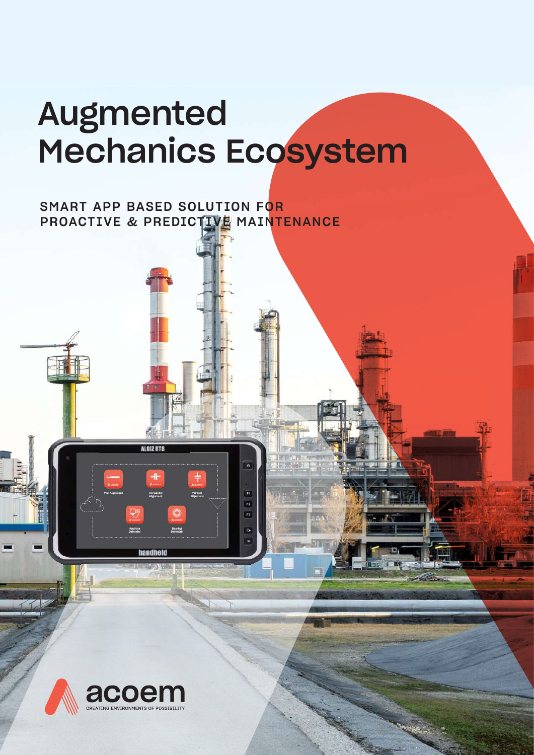# Augmented Mechanics Ecosystem

SMART APP BASED SOLUTION FOR PROACTIVE & PREDICTIVE MAINTENANCE

acoem

CREATING ENVIRONMENTS OF POSSIBILITY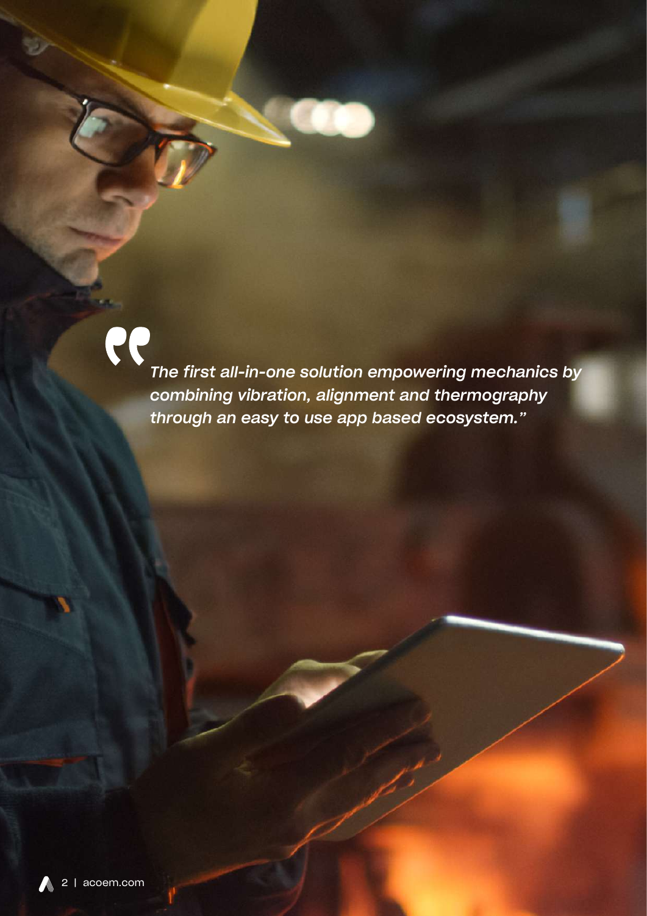*"The first all-in-one solution empowering mechanics by combining vibration, alignment and thermography through an easy to use app based ecosystem."*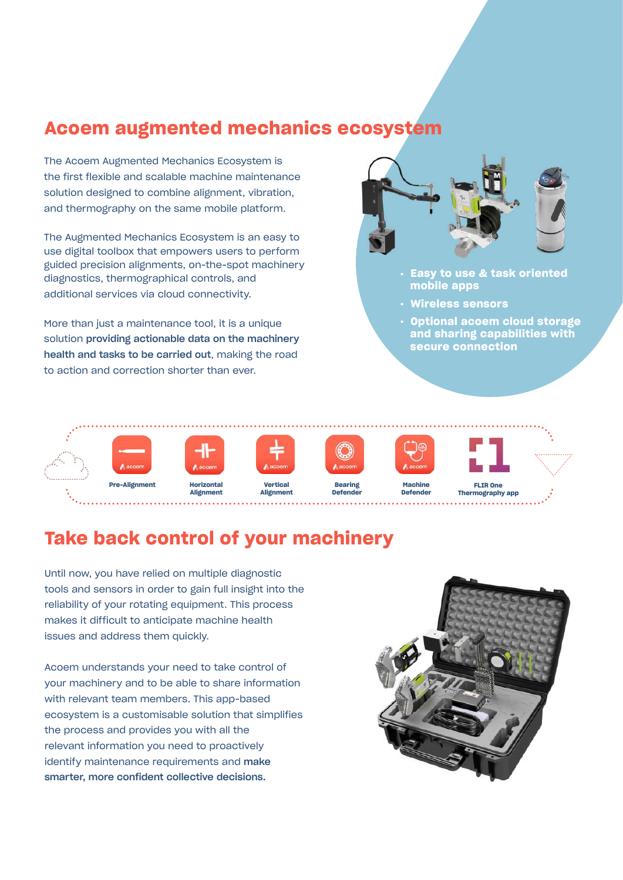# Acoem augmented mechanics ecosystem

The Acoem Augmented Mechanics Ecosystem is the first flexible and scalable machine maintenance solution designed to combine alignment, vibration, and thermography on the same mobile platform.

The Augmented Mechanics Ecosystem is an easy to use digital toolbox that empowers users to perform guided precision alignments, on-the-spot machinery diagnostics, thermographical controls, and additional services via cloud connectivity.

More than just a maintenance tool, it is a unique solution **providing actionable data on the machinery health and tasks to be carried out**, making the road to action and correction shorter than ever.

- **Easy to use & task oriented mobile apps**
- **Wireless sensors**
- **Optional acoem cloud storage and sharing capabilities with secure connection**

Pre-Alignment · Horizontal Alignment · Vertical Alignment · Bearing Defender · Machine Defender · FLIR One Thermography app

# Take back control of your machinery

Until now, you have relied on multiple diagnostic tools and sensors in order to gain full insight into the reliability of your rotating equipment. This process makes it difficult to anticipate machine health issues and address them quickly.

Acoem understands your need to take control of your machinery and to be able to share information with relevant team members. This app-based ecosystem is a customisable solution that simplifies the process and provides you with all the relevant information you need to proactively identify maintenance requirements and **make smarter, more confident collective decisions.**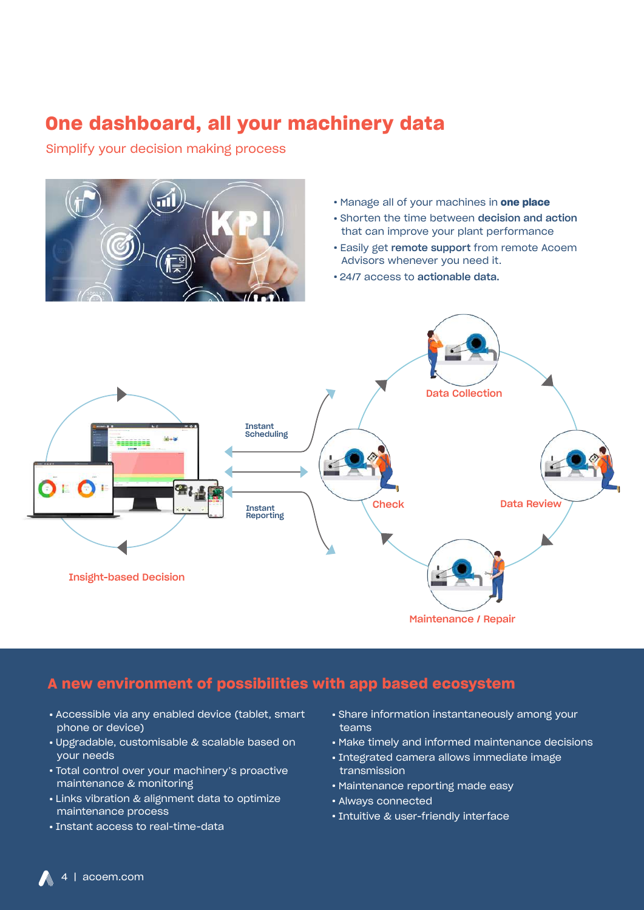# One dashboard, all your machinery data

Simplify your decision making process

- Manage all of your machines in **one place**
- Shorten the time between **decision and action** that can improve your plant performance
- Easily get **remote support** from remote Acoem Advisors whenever you need it.
- 24/7 access to **actionable data.**

Data Collection

Instant Scheduling

Check

Data Review

Instant Reporting

Insight-based Decision

Maintenance / Repair

## A new environment of possibilities with app based ecosystem

- Accessible via any enabled device (tablet, smart phone or device)
- Upgradable, customisable & scalable based on your needs
- Total control over your machinery's proactive maintenance & monitoring
- Links vibration & alignment data to optimize maintenance process
- Instant access to real-time-data
- Share information instantaneously among your teams
- Make timely and informed maintenance decisions
- Integrated camera allows immediate image transmission
- Maintenance reporting made easy
- Always connected
- Intuitive & user-friendly interface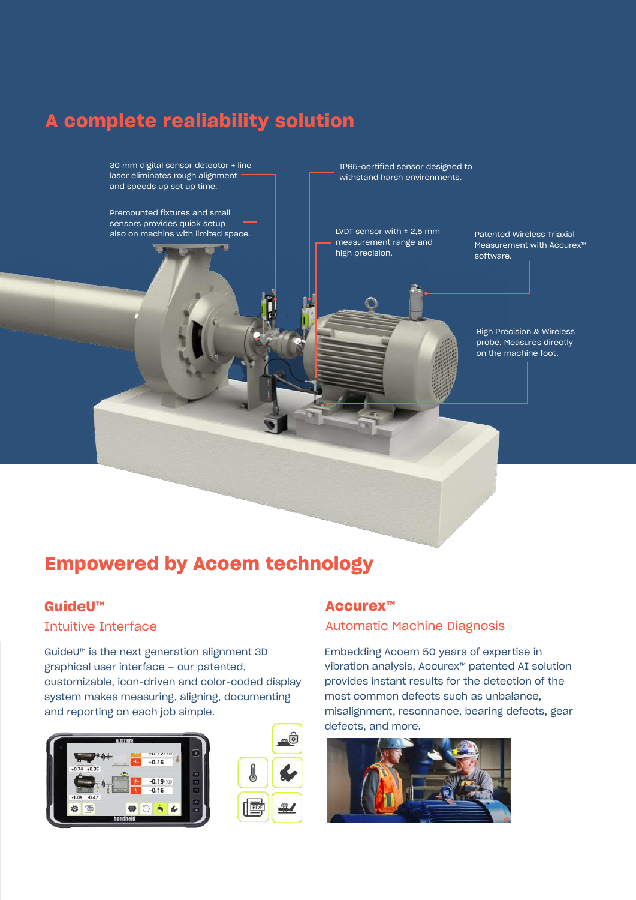# A complete realiability solution

30 mm digital sensor detector + line laser eliminates rough alignment and speeds up set up time.

Premounted fixtures and small sensors provides quick setup also on machins with limited space.

IP65-certified sensor designed to withstand harsh environments.

LVDT sensor with ± 2,5 mm measurement range and high precision.

Patented Wireless Triaxial Measurement with Accurex™ software.

High Precision & Wireless probe. Measures directly on the machine foot.

# Empowered by Acoem technology

## GuideU™

### Intuitive Interface

GuideU™ is the next generation alignment 3D graphical user interface – our patented, customizable, icon-driven and color-coded display system makes measuring, aligning, documenting and reporting on each job simple.

## Accurex™

### Automatic Machine Diagnosis

Embedding Acoem 50 years of expertise in vibration analysis, Accurex™ patented AI solution provides instant results for the detection of the most common defects such as unbalance, misalignment, resonnance, bearing defects, gear defects, and more.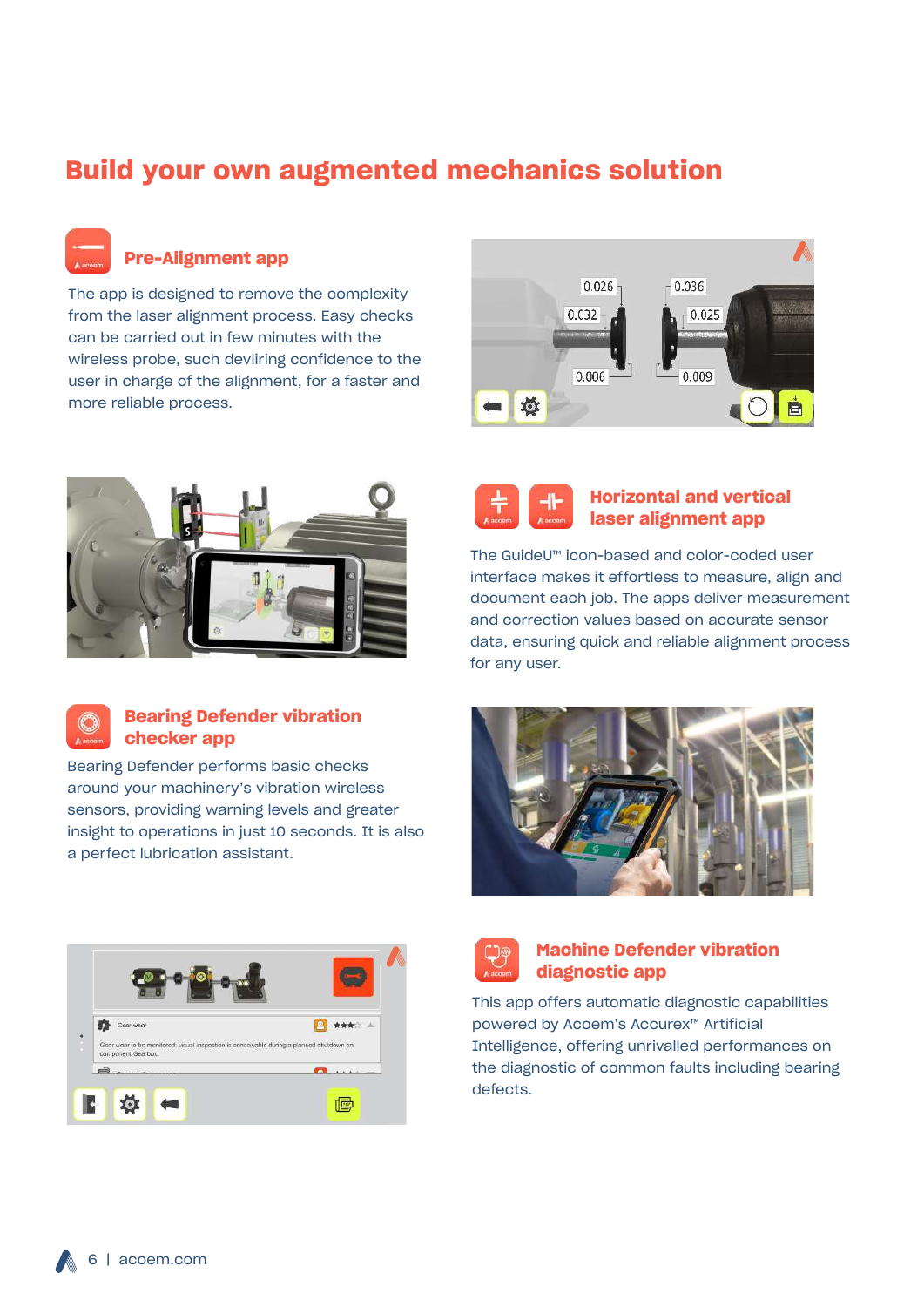# Build your own augmented mechanics solution

## Pre-Alignment app

The app is designed to remove the complexity from the laser alignment process. Easy checks can be carried out in few minutes with the wireless probe, such devliring confidence to the user in charge of the alignment, for a faster and more reliable process.

## Horizontal and vertical laser alignment app

The GuideU™ icon-based and color-coded user interface makes it effortless to measure, align and document each job. The apps deliver measurement and correction values based on accurate sensor data, ensuring quick and reliable alignment process for any user.

## Bearing Defender vibration checker app

Bearing Defender performs basic checks around your machinery's vibration wireless sensors, providing warning levels and greater insight to operations in just 10 seconds. It is also a perfect lubrication assistant.

## Machine Defender vibration diagnostic app

This app offers automatic diagnostic capabilities powered by Acoem's Accurex™ Artificial Intelligence, offering unrivalled performances on the diagnostic of common faults including bearing defects.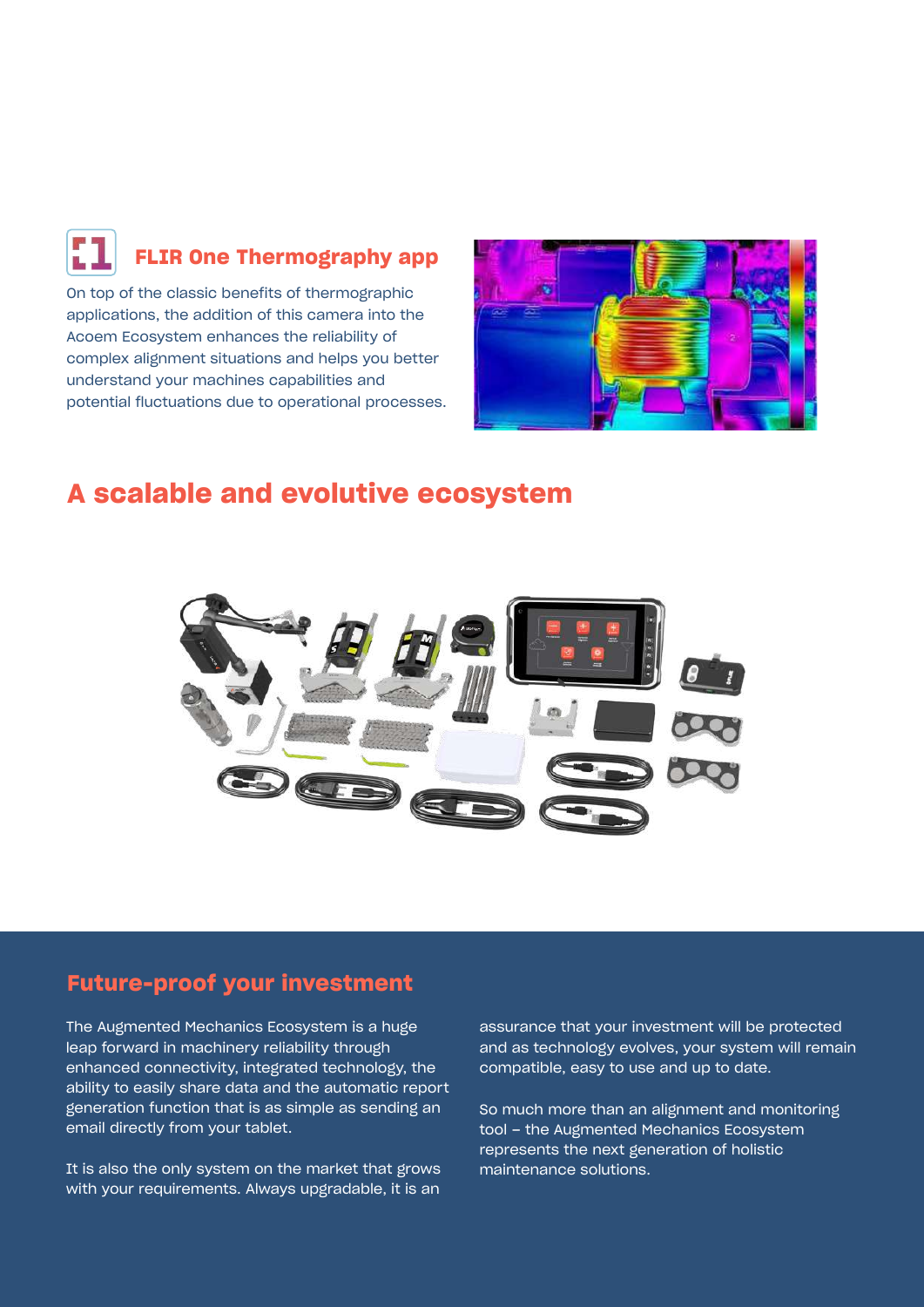### FLIR One Thermography app

On top of the classic benefits of thermographic applications, the addition of this camera into the Acoem Ecosystem enhances the reliability of complex alignment situations and helps you better understand your machines capabilities and potential fluctuations due to operational processes.

## A scalable and evolutive ecosystem

### Future-proof your investment

The Augmented Mechanics Ecosystem is a huge leap forward in machinery reliability through enhanced connectivity, integrated technology, the ability to easily share data and the automatic report generation function that is as simple as sending an email directly from your tablet.

It is also the only system on the market that grows with your requirements. Always upgradable, it is an assurance that your investment will be protected and as technology evolves, your system will remain compatible, easy to use and up to date.

So much more than an alignment and monitoring tool – the Augmented Mechanics Ecosystem represents the next generation of holistic maintenance solutions.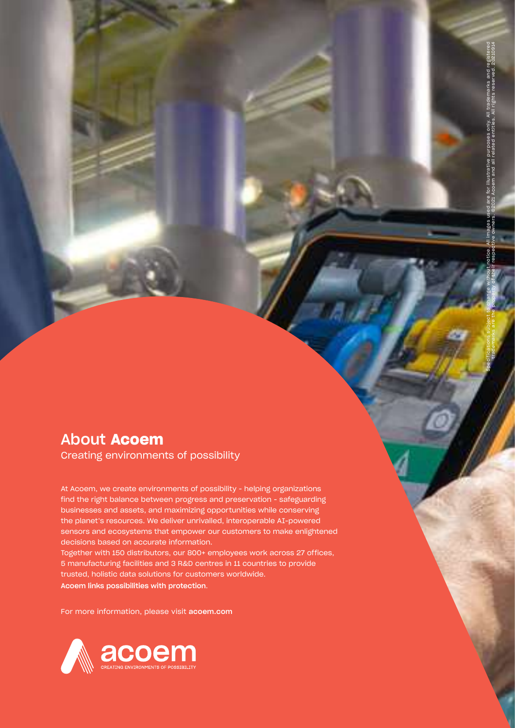## About **Acoem**

Creating environments of possibility

At Acoem, we create environments of possibility - helping organizations find the right balance between progress and preservation - safeguarding businesses and assets, and maximizing opportunities while conserving the planet's resources. We deliver unrivalled, interoperable AI-powered sensors and ecosystems that empower our customers to make enlightened decisions based on accurate information.

Together with 150 distributors, our 800+ employees work across 27 offices, 5 manufacturing facilities and 3 R&D centres in 11 countries to provide trusted, holistic data solutions for customers worldwide.

**Acoem links possibilities with protection**.

For more information, please visit **acoem.com**

acoem

CREATING ENVIRONMENTS OF POSSIBILITY

Specifications subject to change without notice. All images used are for illustrative purposes only. All trademarks and registered trademarks are the property of their respective owners. ©2021 Acoem and all related entities. All rights reserved. 20210914